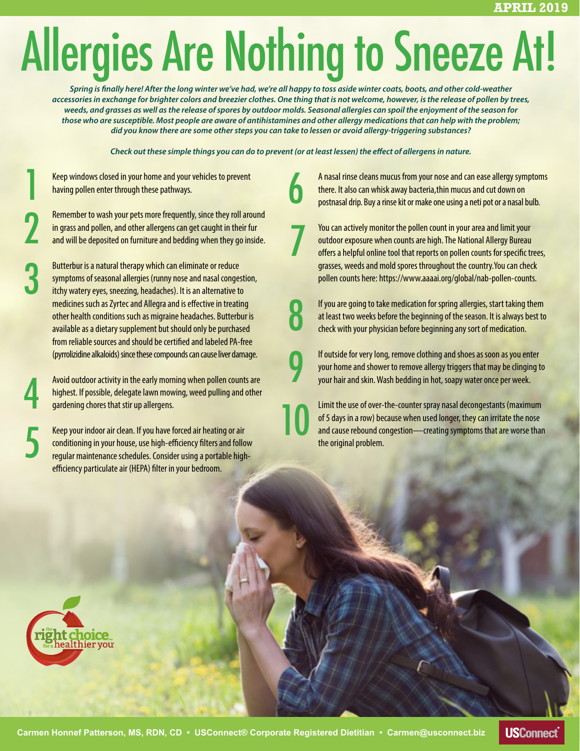APRIL 2019

# Allergies Are Nothing to Sneeze At!

*Spring is finally here! After the long winter we've had, we're all happy to toss aside winter coats, boots, and other cold-weather accessories in exchange for brighter colors and breezier clothes. One thing that is not welcome, however, is the release of pollen by trees, weeds, and grasses as well as the release of spores by outdoor molds. Seasonal allergies can spoil the enjoyment of the season for those who are susceptible. Most people are aware of antihistamines and other allergy medications that can help with the problem; did you know there are some other steps you can take to lessen or avoid allergy-triggering substances?*

*Check out these simple things you can do to prevent (or at least lessen) the effect of allergens in nature.*

1. Keep windows closed in your home and your vehicles to prevent having pollen enter through these pathways.

2. Remember to wash your pets more frequently, since they roll around in grass and pollen, and other allergens can get caught in their fur and will be deposited on furniture and bedding when they go inside.

3. Butterbur is a natural therapy which can eliminate or reduce symptoms of seasonal allergies (runny nose and nasal congestion, itchy watery eyes, sneezing, headaches). It is an alternative to medicines such as Zyrtec and Allegra and is effective in treating other health conditions such as migraine headaches. Butterbur is available as a dietary supplement but should only be purchased from reliable sources and should be certified and labeled PA-free (pyrrolizidine alkaloids) since these compounds can cause liver damage.

4. Avoid outdoor activity in the early morning when pollen counts are highest. If possible, delegate lawn mowing, weed pulling and other gardening chores that stir up allergens.

5. Keep your indoor air clean. If you have forced air heating or air conditioning in your house, use high-efficiency filters and follow regular maintenance schedules. Consider using a portable high-efficiency particulate air (HEPA) filter in your bedroom.

6. A nasal rinse cleans mucus from your nose and can ease allergy symptoms there. It also can whisk away bacteria,thin mucus and cut down on postnasal drip. Buy a rinse kit or make one using a neti pot or a nasal bulb.

7. You can actively monitor the pollen count in your area and limit your outdoor exposure when counts are high. The National Allergy Bureau offers a helpful online tool that reports on pollen counts for specific trees, grasses, weeds and mold spores throughout the country.You can check pollen counts here: https://www.aaaai.org/global/nab-pollen-counts.

8. If you are going to take medication for spring allergies, start taking them at least two weeks before the beginning of the season. It is always best to check with your physician before beginning any sort of medication.

9. If outside for very long, remove clothing and shoes as soon as you enter your home and shower to remove allergy triggers that may be clinging to your hair and skin. Wash bedding in hot, soapy water once per week.

10. Limit the use of over-the-counter spray nasal decongestants (maximum of 5 days in a row) because when used longer, they can irritate the nose and cause rebound congestion—creating symptoms that are worse than the original problem.

the right choice for a healthier you

Carmen Honnef Patterson, MS, RDN, CD • USConnect® Corporate Registered Dietitian • Carmen@usconnect.biz

USConnect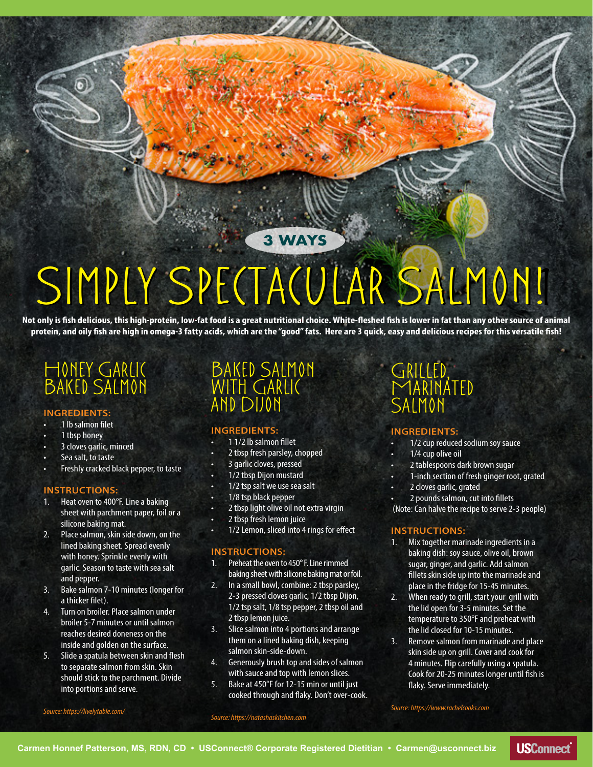3 WAYS

# SIMPLY SPECTACULAR SALMON!

**Not only is fish delicious, this high-protein, low-fat food is a great nutritional choice. White-fleshed fish is lower in fat than any other source of animal protein, and oily fish are high in omega-3 fatty acids, which are the "good" fats. Here are 3 quick, easy and delicious recipes for this versatile fish!**

## HONEY GARLIC BAKED SALMON

### INGREDIENTS:

- 1 lb salmon filet
- 1 tbsp honey
- 3 cloves garlic, minced
- Sea salt, to taste
- Freshly cracked black pepper, to taste

### INSTRUCTIONS:

1. Heat oven to 400°F. Line a baking sheet with parchment paper, foil or a silicone baking mat.
2. Place salmon, skin side down, on the lined baking sheet. Spread evenly with honey. Sprinkle evenly with garlic. Season to taste with sea salt and pepper.
3. Bake salmon 7-10 minutes (longer for a thicker filet).
4. Turn on broiler. Place salmon under broiler 5-7 minutes or until salmon reaches desired doneness on the inside and golden on the surface.
5. Slide a spatula between skin and flesh to separate salmon from skin. Skin should stick to the parchment. Divide into portions and serve.

*Source: https://livelytable.com/*

## BAKED SALMON WITH GARLIC AND DIJON

### INGREDIENTS:

- 1 1/2 lb salmon fillet
- 2 tbsp fresh parsley, chopped
- 3 garlic cloves, pressed
- 1/2 tbsp Dijon mustard
- 1/2 tsp salt we use sea salt
- 1/8 tsp black pepper
- 2 tbsp light olive oil not extra virgin
- 2 tbsp fresh lemon juice
- 1/2 Lemon, sliced into 4 rings for effect

### INSTRUCTIONS:

1. Preheat the oven to 450° F. Line rimmed baking sheet with silicone baking mat or foil.
2. In a small bowl, combine: 2 tbsp parsley, 2-3 pressed cloves garlic, 1/2 tbsp Dijon, 1/2 tsp salt, 1/8 tsp pepper, 2 tbsp oil and 2 tbsp lemon juice.
3. Slice salmon into 4 portions and arrange them on a lined baking dish, keeping salmon skin-side-down.
4. Generously brush top and sides of salmon with sauce and top with lemon slices.
5. Bake at 450°F for 12-15 min or until just cooked through and flaky. Don't over-cook.

*Source: https://natashaskitchen.com*

## GRILLED, MARINATED SALMON

### INGREDIENTS:

- 1/2 cup reduced sodium soy sauce
- 1/4 cup olive oil
- 2 tablespoons dark brown sugar
- 1-inch section of fresh ginger root, grated
- 2 cloves garlic, grated
- 2 pounds salmon, cut into fillets

(Note: Can halve the recipe to serve 2-3 people)

### INSTRUCTIONS:

1. Mix together marinade ingredients in a baking dish: soy sauce, olive oil, brown sugar, ginger, and garlic. Add salmon fillets skin side up into the marinade and place in the fridge for 15-45 minutes.
2. When ready to grill, start your grill with the lid open for 3-5 minutes. Set the temperature to 350°F and preheat with the lid closed for 10-15 minutes.
3. Remove salmon from marinade and place skin side up on grill. Cover and cook for 4 minutes. Flip carefully using a spatula. Cook for 20-25 minutes longer until fish is flaky. Serve immediately.

*Source: https://www.rachelcooks.com*

Carmen Honnef Patterson, MS, RDN, CD • USConnect® Corporate Registered Dietitian • Carmen@usconnect.biz